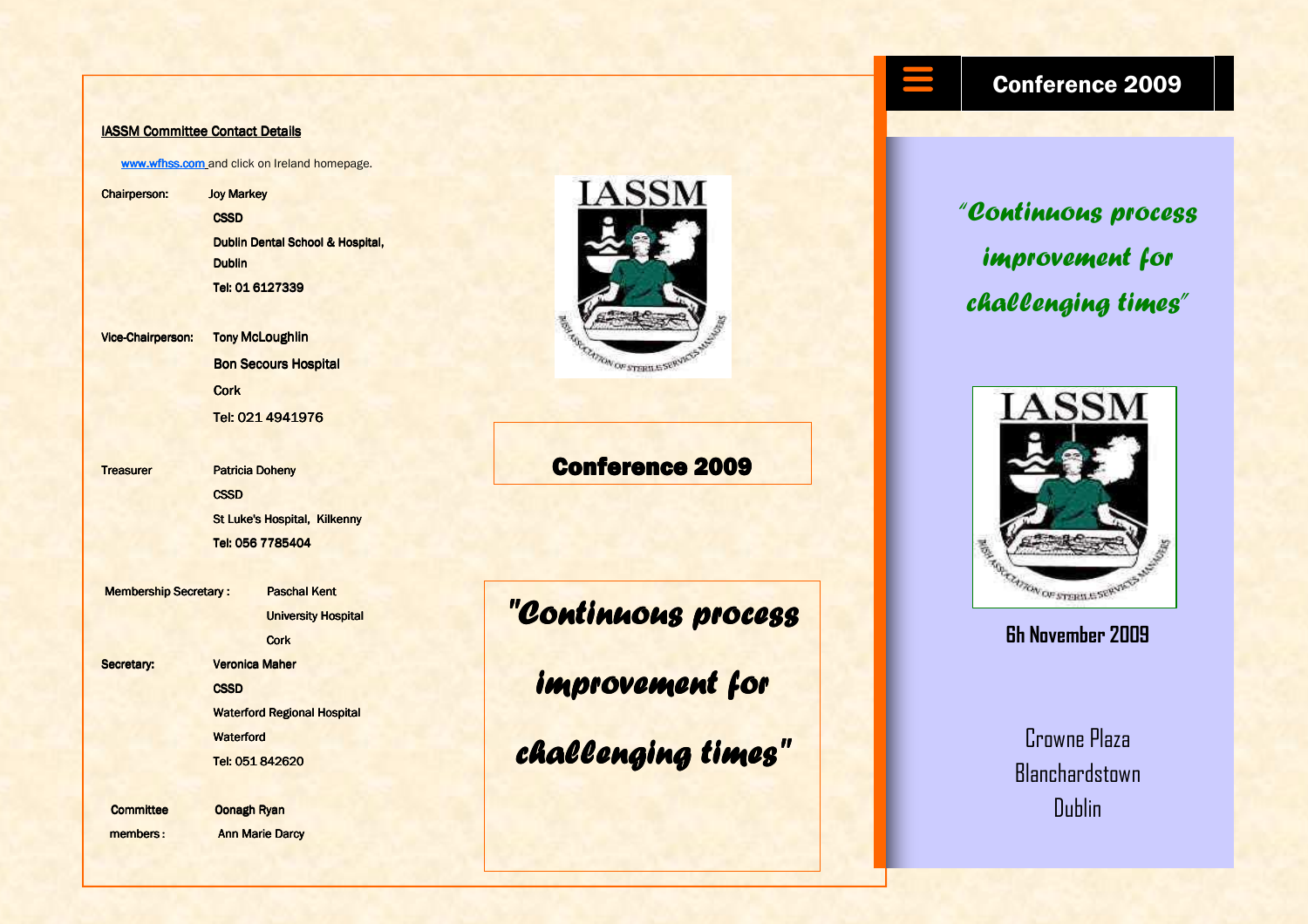## IASSM Committee Contact Details

www.wfhss.com and click on Ireland homepage.

**Chairperson:** Joy Markey
CSSD
Dublin Dental School & Hospital,
Dublin
Tel: 01 6127339

**Vice-Chairperson:** Tony McLoughlin
Bon Secours Hospital
Cork
Tel: 021 4941976

**Treasurer** Patricia Doheny
CSSD
St Luke's Hospital, Kilkenny
Tel: 056 7785404

**Membership Secretary :** Paschal Kent
University Hospital
Cork

**Secretary:** Veronica Maher
CSSD
Waterford Regional Hospital
Waterford
Tel: 051 842620

**Committee members :** Oonagh Ryan
Ann Marie Darcy

IASSM

# Conference 2009

*"Continuous process improvement for challenging times"*

# Conference 2009

*"Continuous process improvement for challenging times"*

IASSM

**6h November 2009**

Crowne Plaza
Blanchardstown
Dublin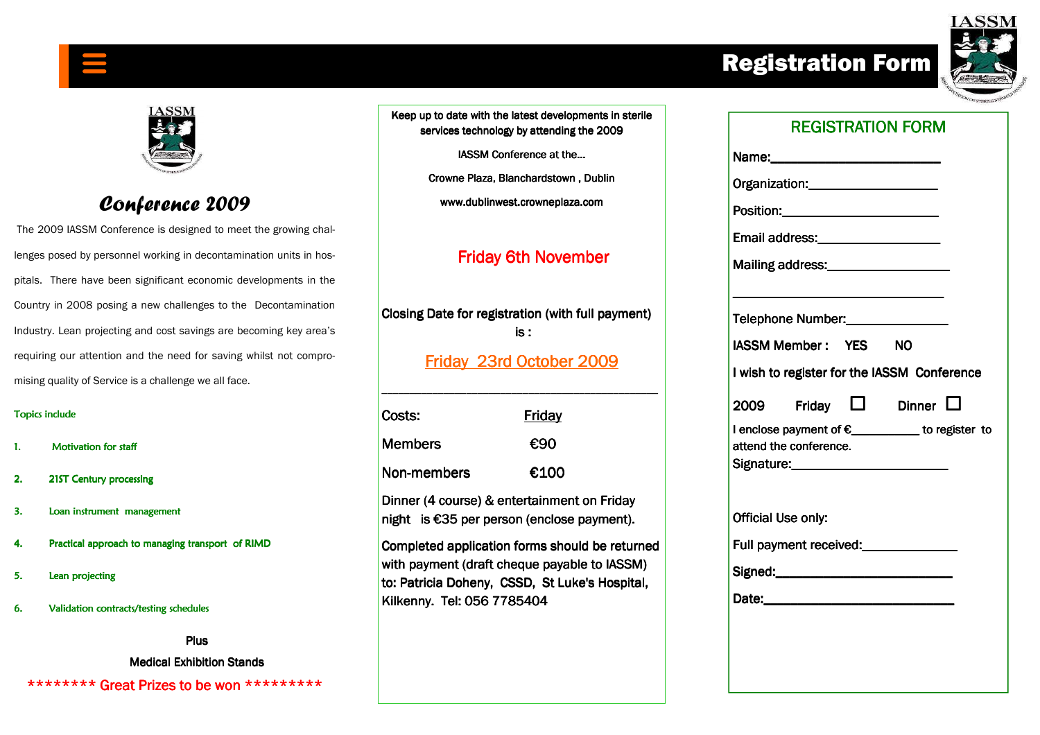# Registration Form

## Conference 2009

The 2009 IASSM Conference is designed to meet the growing challenges posed by personnel working in decontamination units in hospitals. There have been significant economic developments in the Country in 2008 posing a new challenges to the Decontamination Industry. Lean projecting and cost savings are becoming key area's requiring our attention and the need for saving whilst not compromising quality of Service is a challenge we all face.

**Topics include**

1. Motivation for staff
2. 21ST Century processing
3. Loan instrument management
4. Practical approach to managing transport of RIMD
5. Lean projecting
6. Validation contracts/testing schedules

Plus

Medical Exhibition Stands

******** Great Prizes to be won *********

Keep up to date with the latest developments in sterile services technology by attending the 2009

IASSM Conference at the...

Crowne Plaza, Blanchardstown , Dublin

www.dublinwest.crowneplaza.com

**Friday 6th November**

Closing Date for registration (with full payment) is :

Friday 23rd October 2009

---

| Costs: | Friday |
|---|---|
| Members | €90 |
| Non-members | €100 |

Dinner (4 course) & entertainment on Friday night is €35 per person (enclose payment).

Completed application forms should be returned with payment (draft cheque payable to IASSM) to: Patricia Doheny, CSSD, St Luke's Hospital, Kilkenny. Tel: 056 7785404

## REGISTRATION FORM

Name:________________________

Organization:__________________

Position:______________________

Email address:_________________

Mailing address:_______________

______________________________

Telephone Number:_____________

IASSM Member : YES NO

I wish to register for the IASSM Conference

2009 Friday ☐ Dinner ☐

I enclose payment of €__________ to register to attend the conference.

Signature:_____________________

Official Use only:

Full payment received:_____________

Signed:________________________

Date:__________________________